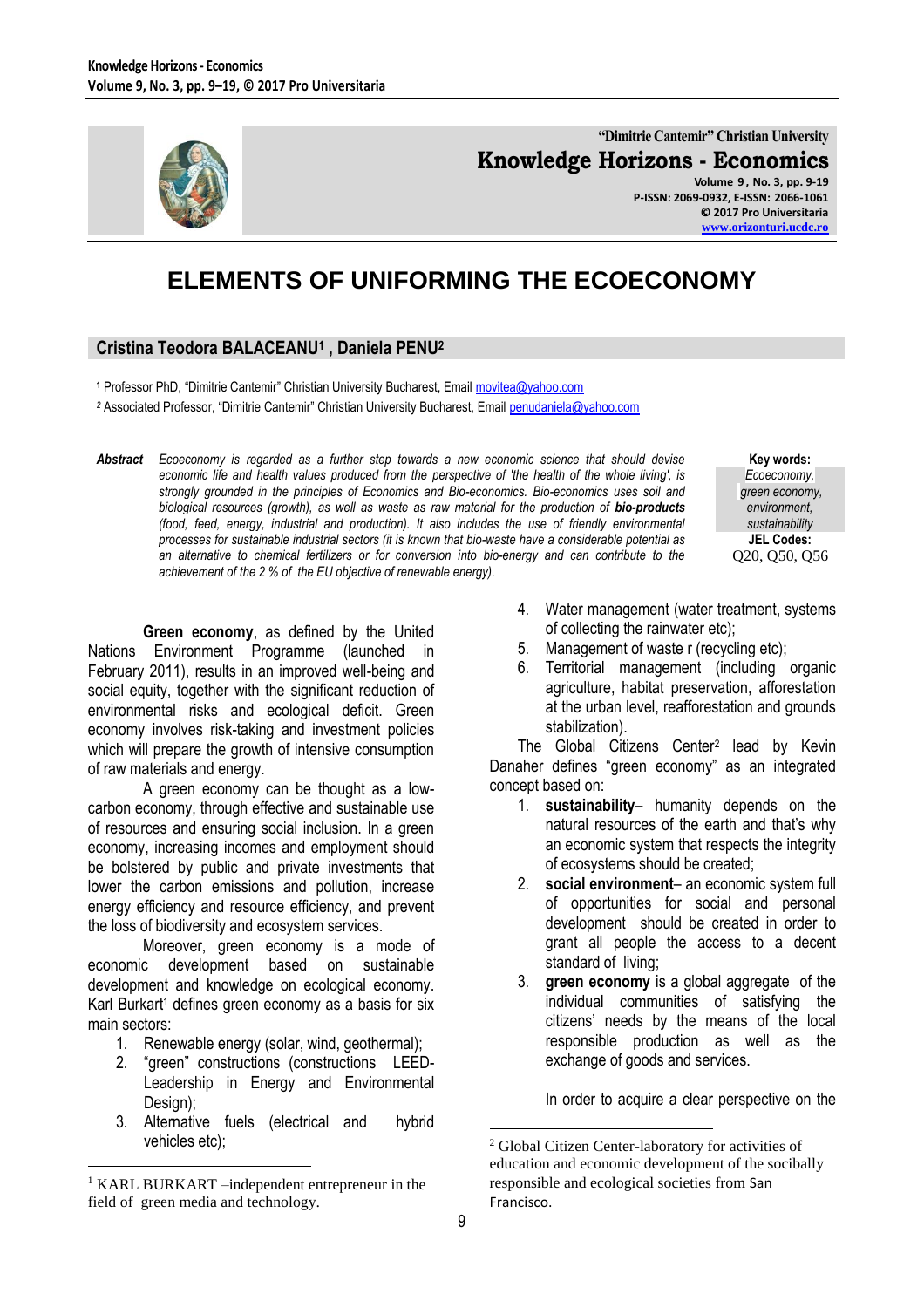"Dimitrie Cantemir" Christian University

**Knowledge Horizons - Economics**

Volume 9, No. 3, pp. 9-19
P-ISSN: 2069-0932, E-ISSN: 2066-1061
© 2017 Pro Universitaria
www.orizonturi.ucdc.ro

# ELEMENTS OF UNIFORMING THE ECOECONOMY

## Cristina Teodora BALACEANU[1], Daniela PENU[2]

[1] Professor PhD, "Dimitrie Cantemir" Christian University Bucharest, Email movitea@yahoo.com

[2] Associated Professor, "Dimitrie Cantemir" Christian University Bucharest, Email penudaniela@yahoo.com

***Abstract*** *Ecoeconomy is regarded as a further step towards a new economic science that should devise economic life and health values produced from the perspective of 'the health of the whole living', is strongly grounded in the principles of Economics and Bio-economics. Bio-economics uses soil and biological resources (growth), as well as waste as raw material for the production of **bio-products** (food, feed, energy, industrial and production). It also includes the use of friendly environmental processes for sustainable industrial sectors (it is known that bio-waste have a considerable potential as an alternative to chemical fertilizers or for conversion into bio-energy and can contribute to the achievement of the 2 % of the EU objective of renewable energy).*

**Key words:**
*Ecoeconomy, green economy, environment, sustainability*

**JEL Codes:**
Q20, Q50, Q56

**Green economy**, as defined by the United Nations Environment Programme (launched in February 2011), results in an improved well-being and social equity, together with the significant reduction of environmental risks and ecological deficit. Green economy involves risk-taking and investment policies which will prepare the growth of intensive consumption of raw materials and energy.

A green economy can be thought as a low-carbon economy, through effective and sustainable use of resources and ensuring social inclusion. In a green economy, increasing incomes and employment should be bolstered by public and private investments that lower the carbon emissions and pollution, increase energy efficiency and resource efficiency, and prevent the loss of biodiversity and ecosystem services.

Moreover, green economy is a mode of economic development based on sustainable development and knowledge on ecological economy. Karl Burkart[1] defines green economy as a basis for six main sectors:

1. Renewable energy (solar, wind, geothermal);
2. "green" constructions (constructions LEED- Leadership in Energy and Environmental Design);
3. Alternative fuels (electrical and hybrid vehicles etc);
4. Water management (water treatment, systems of collecting the rainwater etc);
5. Management of waste r (recycling etc);
6. Territorial management (including organic agriculture, habitat preservation, afforestation at the urban level, reafforestation and grounds stabilization).

The Global Citizens Center[2] lead by Kevin Danaher defines "green economy" as an integrated concept based on:

1. **sustainability**– humanity depends on the natural resources of the earth and that's why an economic system that respects the integrity of ecosystems should be created;
2. **social environment**– an economic system full of opportunities for social and personal development should be created in order to grant all people the access to a decent standard of living;
3. **green economy** is a global aggregate of the individual communities of satisfying the citizens' needs by the means of the local responsible production as well as the exchange of goods and services.

In order to acquire a clear perspective on the

---

[1] KARL BURKART –independent entrepreneur in the field of green media and technology.

[2] Global Citizen Center-laboratory for activities of education and economic development of the socibally responsible and ecological societies from San Francisco.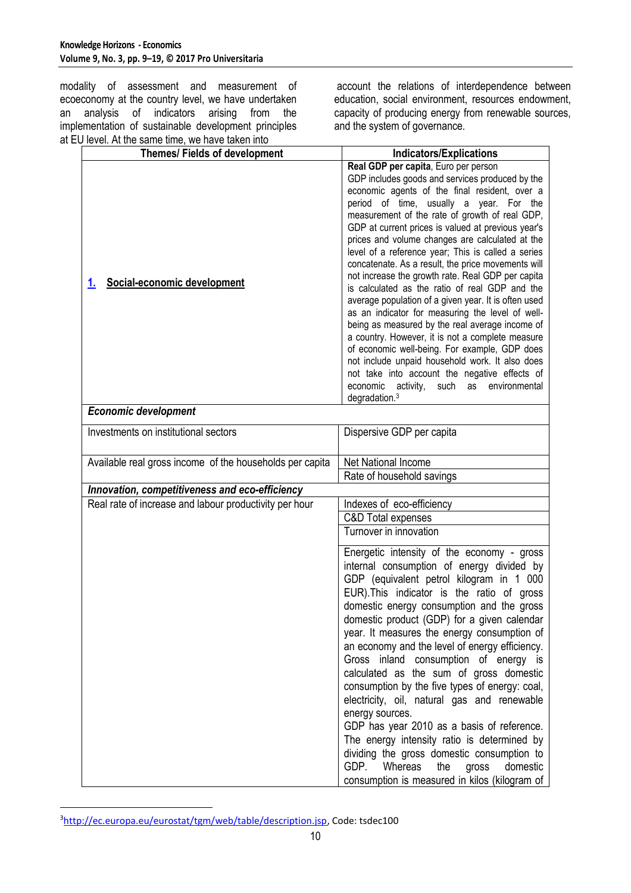modality of assessment and measurement of ecoeconomy at the country level, we have undertaken an analysis of indicators arising from the implementation of sustainable development principles at EU level. At the same time, we have taken into account the relations of interdependence between education, social environment, resources endowment, capacity of producing energy from renewable sources, and the system of governance.

| Themes/ Fields of development | Indicators/Explications |
|---|---|
| **1. Social-economic development** | **Real GDP per capita**, Euro per person<br>GDP includes goods and services produced by the economic agents of the final resident, over a period of time, usually a year. For the measurement of the rate of growth of real GDP, GDP at current prices is valued at previous year's prices and volume changes are calculated at the level of a reference year; This is called a series concatenate. As a result, the price movements will not increase the growth rate. Real GDP per capita is calculated as the ratio of real GDP and the average population of a given year. It is often used as an indicator for measuring the level of well-being as measured by the real average income of a country. However, it is not a complete measure of economic well-being. For example, GDP does not include unpaid household work. It also does not take into account the negative effects of economic activity, such as environmental degradation.[3] |
| ***Economic development*** | |
| Investments on institutional sectors | Dispersive GDP per capita |
| Available real gross income of the households per capita | Net National Income |
| | Rate of household savings |
| ***Innovation, competitiveness and eco-efficiency*** | |
| Real rate of increase and labour productivity per hour | Indexes of eco-efficiency |
| | C&D Total expenses |
| | Turnover in innovation |
| | Energetic intensity of the economy - gross internal consumption of energy divided by GDP (equivalent petrol kilogram in 1 000 EUR).This indicator is the ratio of gross domestic energy consumption and the gross domestic product (GDP) for a given calendar year. It measures the energy consumption of an economy and the level of energy efficiency. Gross inland consumption of energy is calculated as the sum of gross domestic consumption by the five types of energy: coal, electricity, oil, natural gas and renewable energy sources.<br>GDP has year 2010 as a basis of reference. The energy intensity ratio is determined by dividing the gross domestic consumption to GDP. Whereas the gross domestic consumption is measured in kilos (kilogram of |

[3] http://ec.europa.eu/eurostat/tgm/web/table/description.jsp, Code: tsdec100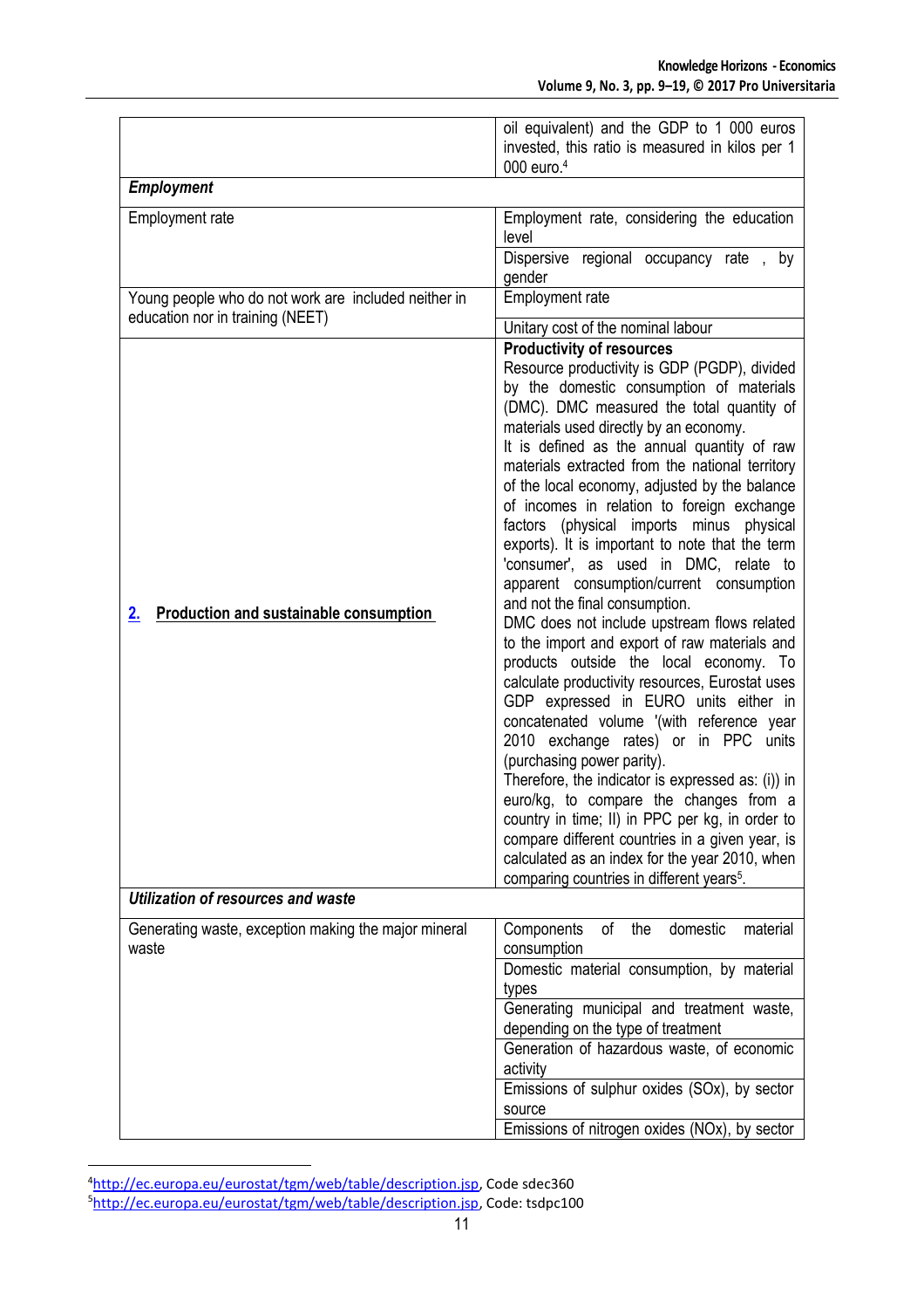| | |
|---|---|
| | oil equivalent) and the GDP to 1 000 euros invested, this ratio is measured in kilos per 1 000 euro.[4] |
| ***Employment*** | |
| Employment rate | Employment rate, considering the education level |
| | Dispersive regional occupancy rate , by gender |
| Young people who do not work are included neither in education nor in training (NEET) | Employment rate |
| | Unitary cost of the nominal labour |
| **2. Production and sustainable consumption** | **Productivity of resources**<br>Resource productivity is GDP (PGDP), divided by the domestic consumption of materials (DMC). DMC measured the total quantity of materials used directly by an economy.<br>It is defined as the annual quantity of raw materials extracted from the national territory of the local economy, adjusted by the balance of incomes in relation to foreign exchange factors (physical imports minus physical exports). It is important to note that the term 'consumer', as used in DMC, relate to apparent consumption/current consumption and not the final consumption.<br>DMC does not include upstream flows related to the import and export of raw materials and products outside the local economy. To calculate productivity resources, Eurostat uses GDP expressed in EURO units either in concatenated volume '(with reference year 2010 exchange rates) or in PPC units (purchasing power parity).<br>Therefore, the indicator is expressed as: (i)) in euro/kg, to compare the changes from a country in time; II) in PPC per kg, in order to compare different countries in a given year, is calculated as an index for the year 2010, when comparing countries in different years[5]. |
| ***Utilization of resources and waste*** | |
| Generating waste, exception making the major mineral waste | Components of the domestic material consumption |
| | Domestic material consumption, by material types |
| | Generating municipal and treatment waste, depending on the type of treatment |
| | Generation of hazardous waste, of economic activity |
| | Emissions of sulphur oxides ($SO_x$), by sector source |
| | Emissions of nitrogen oxides ($NO_x$), by sector |

[4] http://ec.europa.eu/eurostat/tgm/web/table/description.jsp, Code sdec360

[5] http://ec.europa.eu/eurostat/tgm/web/table/description.jsp, Code: tsdpc100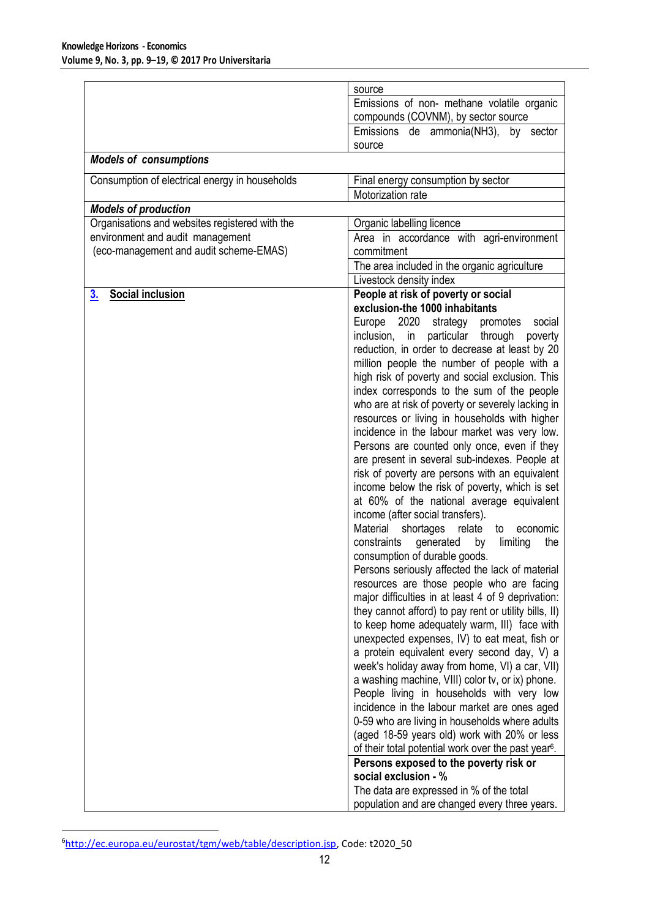| | |
|---|---|
| | source |
| | Emissions of non- methane volatile organic compounds (COVNM), by sector source |
| | Emissions de ammonia(NH3), by sector source |
| ***Models of consumptions*** | |
| Consumption of electrical energy in households | Final energy consumption by sector |
| | Motorization rate |
| ***Models of production*** | |
| Organisations and websites registered with the environment and audit management (eco-management and audit scheme-EMAS) | Organic labelling licence |
| | Area in accordance with agri-environment commitment |
| | The area included in the organic agriculture |
| | Livestock density index |
| **3. Social inclusion** | **People at risk of poverty or social exclusion-the 1000 inhabitants**<br>Europe 2020 strategy promotes social inclusion, in particular through poverty reduction, in order to decrease at least by 20 million people the number of people with a high risk of poverty and social exclusion. This index corresponds to the sum of the people who are at risk of poverty or severely lacking in resources or living in households with higher incidence in the labour market was very low. Persons are counted only once, even if they are present in several sub-indexes. People at risk of poverty are persons with an equivalent income below the risk of poverty, which is set at 60% of the national average equivalent income (after social transfers).<br>Material shortages relate to economic constraints generated by limiting the consumption of durable goods.<br>Persons seriously affected the lack of material resources are those people who are facing major difficulties in at least 4 of 9 deprivation: they cannot afford) to pay rent or utility bills, II) to keep home adequately warm, III) face with unexpected expenses, IV) to eat meat, fish or a protein equivalent every second day, V) a week's holiday away from home, VI) a car, VII) a washing machine, VIII) color tv, or ix) phone.<br>People living in households with very low incidence in the labour market are ones aged 0-59 who are living in households where adults (aged 18-59 years old) work with 20% or less of their total potential work over the past year[6]. |
| | **Persons exposed to the poverty risk or social exclusion - %**<br>The data are expressed in % of the total population and are changed every three years. |

[6] http://ec.europa.eu/eurostat/tgm/web/table/description.jsp, Code: t2020_50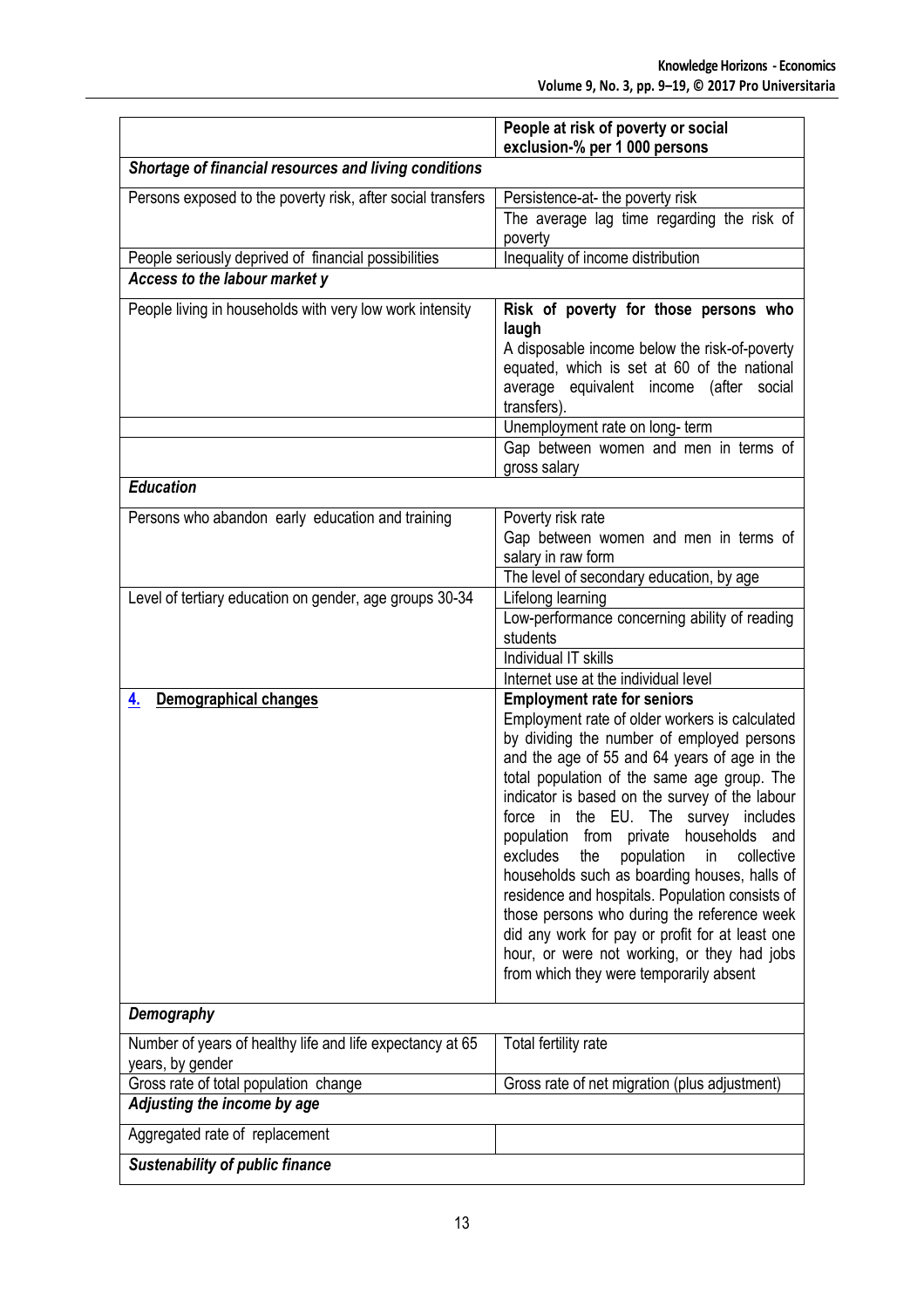| | People at risk of poverty or social exclusion-% per 1 000 persons |
|---|---|
| ***Shortage of financial resources and living conditions*** | |
| Persons exposed to the poverty risk, after social transfers | Persistence-at- the poverty risk |
| | The average lag time regarding the risk of poverty |
| People seriously deprived of financial possibilities | Inequality of income distribution |
| ***Access to the labour market y*** | |
| People living in households with very low work intensity | **Risk of poverty for those persons who laugh** A disposable income below the risk-of-poverty equated, which is set at 60 of the national average equivalent income (after social transfers). |
| | Unemployment rate on long- term |
| | Gap between women and men in terms of gross salary |
| ***Education*** | |
| Persons who abandon early education and training | Poverty risk rate Gap between women and men in terms of salary in raw form |
| | The level of secondary education, by age |
| Level of tertiary education on gender, age groups 30-34 | Lifelong learning |
| | Low-performance concerning ability of reading students |
| | Individual IT skills |
| | Internet use at the individual level |
| **4. Demographical changes** | **Employment rate for seniors** Employment rate of older workers is calculated by dividing the number of employed persons and the age of 55 and 64 years of age in the total population of the same age group. The indicator is based on the survey of the labour force in the EU. The survey includes population from private households and excludes the population in collective households such as boarding houses, halls of residence and hospitals. Population consists of those persons who during the reference week did any work for pay or profit for at least one hour, or were not working, or they had jobs from which they were temporarily absent |
| ***Demography*** | |
| Number of years of healthy life and life expectancy at 65 years, by gender | Total fertility rate |
| Gross rate of total population change | Gross rate of net migration (plus adjustment) |
| ***Adjusting the income by age*** | |
| Aggregated rate of replacement | |
| ***Sustenability of public finance*** | |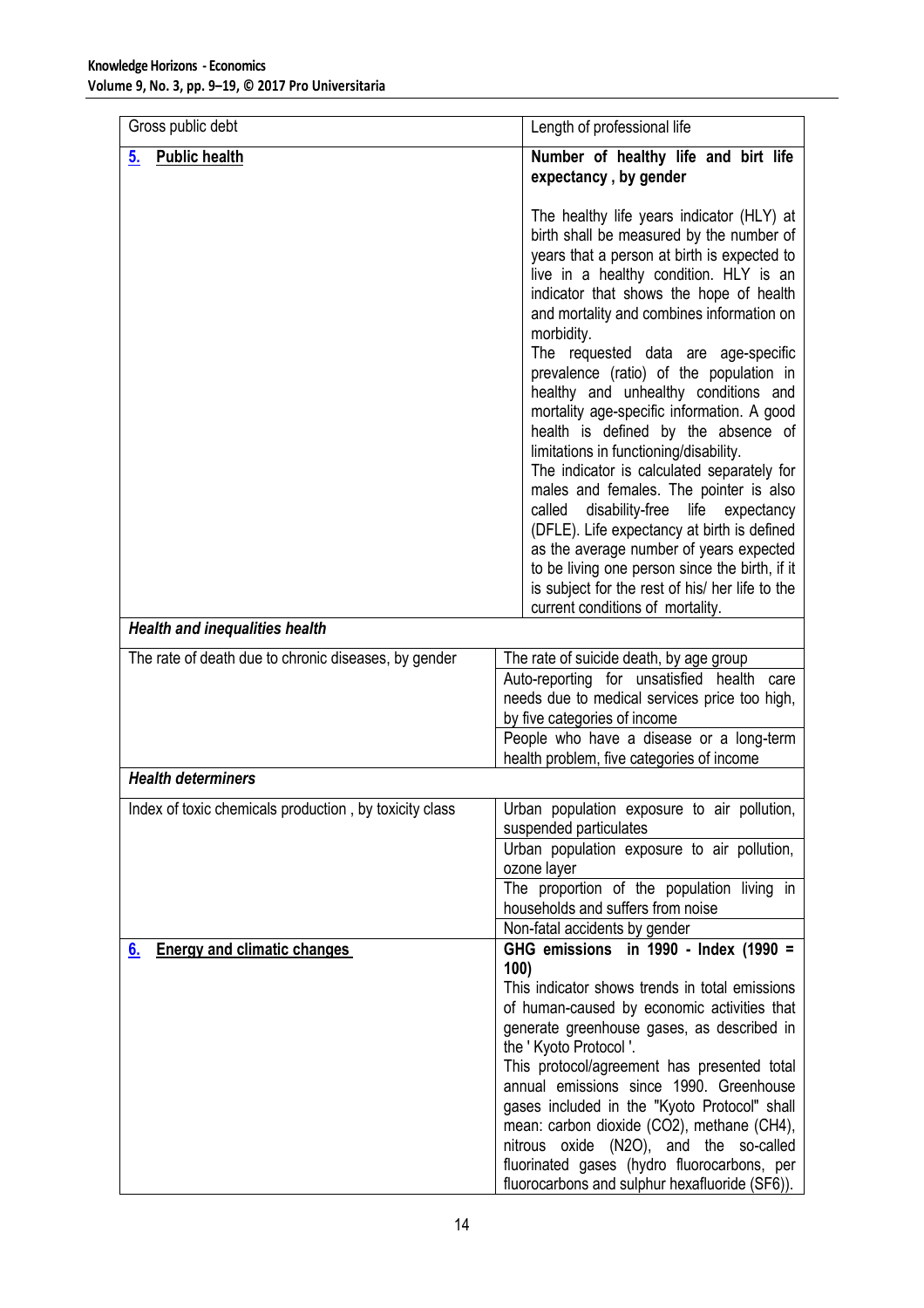| | |
|---|---|
| Gross public debt | Length of professional life |
| **5. Public health** | **Number of healthy life and birt life expectancy , by gender**<br><br>The healthy life years indicator (HLY) at birth shall be measured by the number of years that a person at birth is expected to live in a healthy condition. HLY is an indicator that shows the hope of health and mortality and combines information on morbidity.<br>The requested data are age-specific prevalence (ratio) of the population in healthy and unhealthy conditions and mortality age-specific information. A good health is defined by the absence of limitations in functioning/disability.<br>The indicator is calculated separately for males and females. The pointer is also called disability-free life expectancy (DFLE). Life expectancy at birth is defined as the average number of years expected to be living one person since the birth, if it is subject for the rest of his/ her life to the current conditions of mortality. |
| ***Health and inequalities health*** | |
| The rate of death due to chronic diseases, by gender | The rate of suicide death, by age group |
| | Auto-reporting for unsatisfied health care needs due to medical services price too high, by five categories of income |
| | People who have a disease or a long-term health problem, five categories of income |
| ***Health determiners*** | |
| Index of toxic chemicals production , by toxicity class | Urban population exposure to air pollution, suspended particulates |
| | Urban population exposure to air pollution, ozone layer |
| | The proportion of the population living in households and suffers from noise |
| | Non-fatal accidents by gender |
| **6. Energy and climatic changes** | **GHG emissions in 1990 - Index (1990 = 100)**<br>This indicator shows trends in total emissions of human-caused by economic activities that generate greenhouse gases, as described in the ' Kyoto Protocol '.<br>This protocol/agreement has presented total annual emissions since 1990. Greenhouse gases included in the "Kyoto Protocol" shall mean: carbon dioxide ($CO_2$), methane ($CH_4$), nitrous oxide ($N_2O$), and the so-called fluorinated gases (hydro fluorocarbons, per fluorocarbons and sulphur hexafluoride ($SF_6$)). |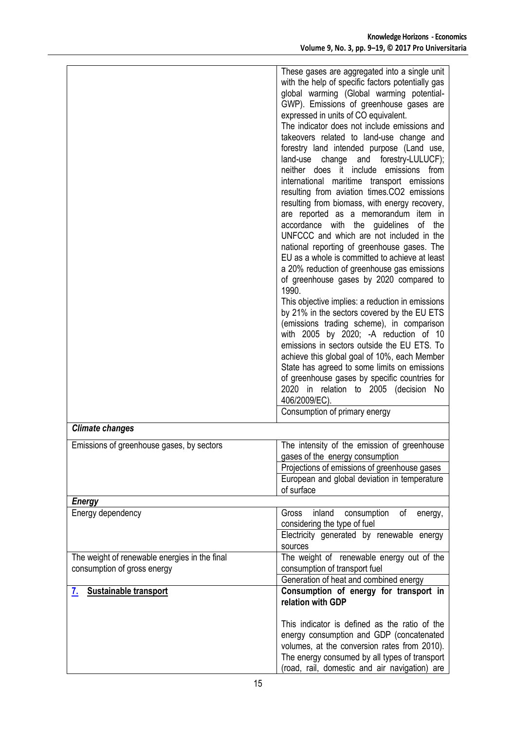| | |
|---|---|
| | These gases are aggregated into a single unit with the help of specific factors potentially gas global warming (Global warming potential-GWP). Emissions of greenhouse gases are expressed in units of CO equivalent.<br>The indicator does not include emissions and takeovers related to land-use change and forestry land intended purpose (Land use, land-use change and forestry-LULUCF); neither does it include emissions from international maritime transport emissions resulting from aviation times.CO2 emissions resulting from biomass, with energy recovery, are reported as a memorandum item in accordance with the guidelines of the UNFCCC and which are not included in the national reporting of greenhouse gases. The EU as a whole is committed to achieve at least a 20% reduction of greenhouse gas emissions of greenhouse gases by 2020 compared to 1990.<br>This objective implies: a reduction in emissions by 21% in the sectors covered by the EU ETS (emissions trading scheme), in comparison with 2005 by 2020; -A reduction of 10 emissions in sectors outside the EU ETS. To achieve this global goal of 10%, each Member State has agreed to some limits on emissions of greenhouse gases by specific countries for 2020 in relation to 2005 (decision No 406/2009/EC). |
| | Consumption of primary energy |
| ***Climate changes*** | |
| Emissions of greenhouse gases, by sectors | The intensity of the emission of greenhouse gases of the energy consumption |
| | Projections of emissions of greenhouse gases |
| | European and global deviation in temperature of surface |
| ***Energy*** | |
| Energy dependency | Gross inland consumption of energy, considering the type of fuel |
| | Electricity generated by renewable energy sources |
| The weight of renewable energies in the final consumption of gross energy | The weight of renewable energy out of the consumption of transport fuel |
| | Generation of heat and combined energy |
| **7. Sustainable transport** | **Consumption of energy for transport in relation with GDP**<br><br>This indicator is defined as the ratio of the energy consumption and GDP (concatenated volumes, at the conversion rates from 2010). The energy consumed by all types of transport (road, rail, domestic and air navigation) are |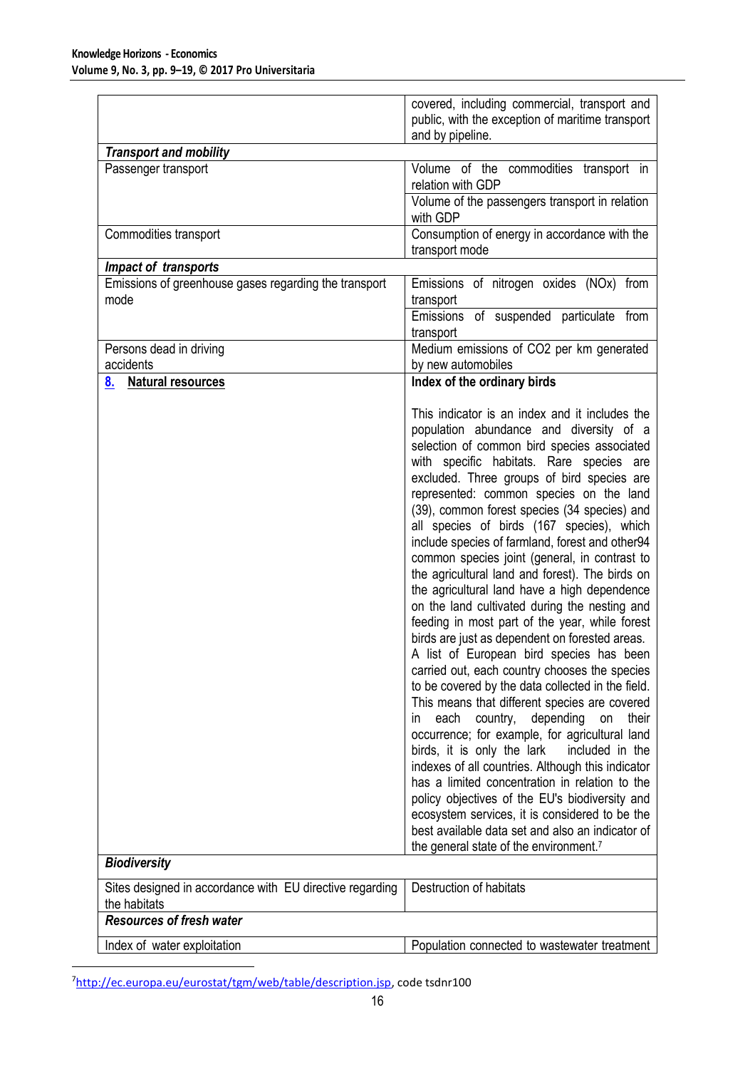| | |
|---|---|
| | covered, including commercial, transport and public, with the exception of maritime transport and by pipeline. |
| ***Transport and mobility*** | |
| Passenger transport | Volume of the commodities transport in relation with GDP |
| | Volume of the passengers transport in relation with GDP |
| Commodities transport | Consumption of energy in accordance with the transport mode |
| ***Impact of transports*** | |
| Emissions of greenhouse gases regarding the transport mode | Emissions of nitrogen oxides (NOx) from transport |
| | Emissions of suspended particulate from transport |
| Persons dead in driving accidents | Medium emissions of $CO_2$ per km generated by new automobiles |
| **8. Natural resources** | **Index of the ordinary birds**<br><br>This indicator is an index and it includes the population abundance and diversity of a selection of common bird species associated with specific habitats. Rare species are excluded. Three groups of bird species are represented: common species on the land (39), common forest species (34 species) and all species of birds (167 species), which include species of farmland, forest and other94 common species joint (general, in contrast to the agricultural land and forest). The birds on the agricultural land have a high dependence on the land cultivated during the nesting and feeding in most part of the year, while forest birds are just as dependent on forested areas. A list of European bird species has been carried out, each country chooses the species to be covered by the data collected in the field. This means that different species are covered in each country, depending on their occurrence; for example, for agricultural land birds, it is only the lark included in the indexes of all countries. Although this indicator has a limited concentration in relation to the policy objectives of the EU's biodiversity and ecosystem services, it is considered to be the best available data set and also an indicator of the general state of the environment.[7] |
| ***Biodiversity*** | |
| Sites designed in accordance with EU directive regarding the habitats | Destruction of habitats |
| ***Resources of fresh water*** | |
| Index of water exploitation | Population connected to wastewater treatment |

[7] http://ec.europa.eu/eurostat/tgm/web/table/description.jsp, code tsdnr100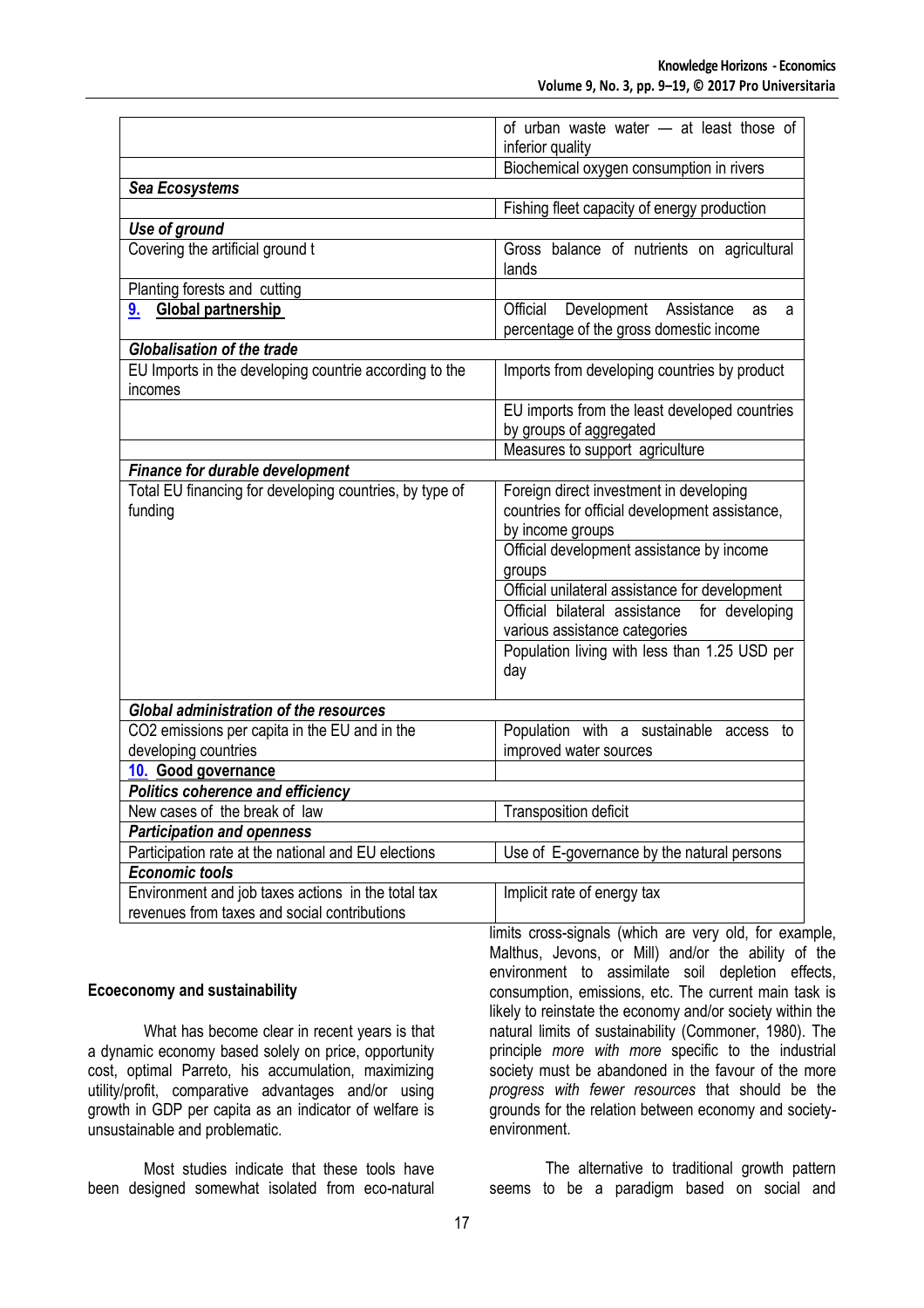| | |
|---|---|
| | of urban waste water — at least those of inferior quality |
| | Biochemical oxygen consumption in rivers |
| ***Sea Ecosystems*** | |
| | Fishing fleet capacity of energy production |
| ***Use of ground*** | |
| Covering the artificial ground t | Gross balance of nutrients on agricultural lands |
| Planting forests and cutting | |
| **9. Global partnership** | Official Development Assistance as a percentage of the gross domestic income |
| ***Globalisation of the trade*** | |
| EU Imports in the developing countrie according to the incomes | Imports from developing countries by product |
| | EU imports from the least developed countries by groups of aggregated |
| | Measures to support agriculture |
| ***Finance for durable development*** | |
| Total EU financing for developing countries, by type of funding | Foreign direct investment in developing countries for official development assistance, by income groups |
| | Official development assistance by income groups |
| | Official unilateral assistance for development |
| | Official bilateral assistance for developing various assistance categories |
| | Population living with less than 1.25 USD per day |
| ***Global administration of the resources*** | |
| $CO_2$ emissions per capita in the EU and in the developing countries | Population with a sustainable access to improved water sources |
| **10. Good governance** | |
| ***Politics coherence and efficiency*** | |
| New cases of the break of law | Transposition deficit |
| ***Participation and openness*** | |
| Participation rate at the national and EU elections | Use of E-governance by the natural persons |
| ***Economic tools*** | |
| Environment and job taxes actions in the total tax revenues from taxes and social contributions | Implicit rate of energy tax |

## Ecoeconomy and sustainability

What has become clear in recent years is that a dynamic economy based solely on price, opportunity cost, optimal Parreto, his accumulation, maximizing utility/profit, comparative advantages and/or using growth in GDP per capita as an indicator of welfare is unsustainable and problematic.

Most studies indicate that these tools have been designed somewhat isolated from eco-natural limits cross-signals (which are very old, for example, Malthus, Jevons, or Mill) and/or the ability of the environment to assimilate soil depletion effects, consumption, emissions, etc. The current main task is likely to reinstate the economy and/or society within the natural limits of sustainability (Commoner, 1980). The principle *more with more* specific to the industrial society must be abandoned in the favour of the more *progress with fewer resources* that should be the grounds for the relation between economy and society-environment.

The alternative to traditional growth pattern seems to be a paradigm based on social and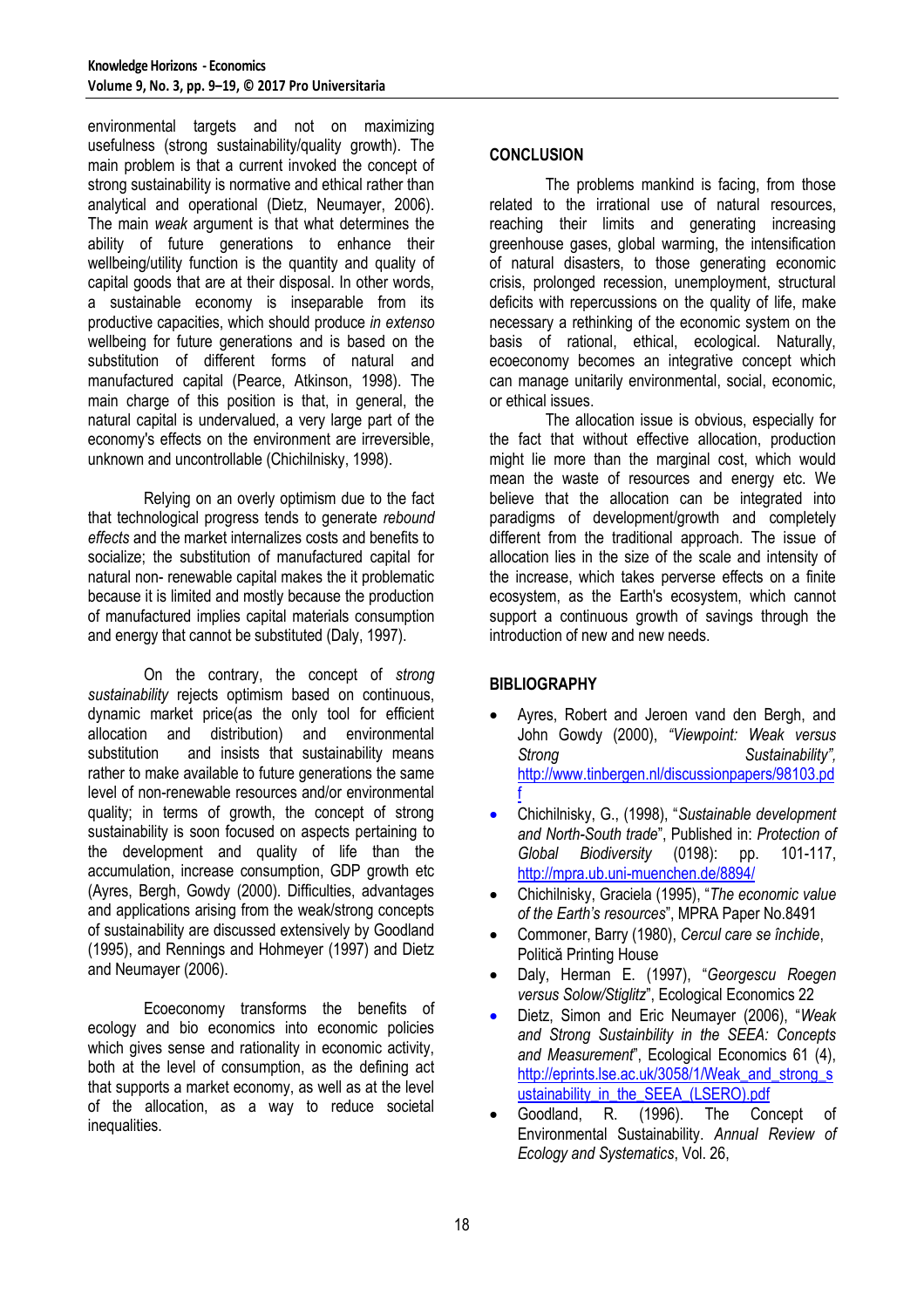environmental targets and not on maximizing usefulness (strong sustainability/quality growth). The main problem is that a current invoked the concept of strong sustainability is normative and ethical rather than analytical and operational (Dietz, Neumayer, 2006). The main *weak* argument is that what determines the ability of future generations to enhance their wellbeing/utility function is the quantity and quality of capital goods that are at their disposal. In other words, a sustainable economy is inseparable from its productive capacities, which should produce *in extenso* wellbeing for future generations and is based on the substitution of different forms of natural and manufactured capital (Pearce, Atkinson, 1998). The main charge of this position is that, in general, the natural capital is undervalued, a very large part of the economy's effects on the environment are irreversible, unknown and uncontrollable (Chichilnisky, 1998).

Relying on an overly optimism due to the fact that technological progress tends to generate *rebound effects* and the market internalizes costs and benefits to socialize; the substitution of manufactured capital for natural non- renewable capital makes the it problematic because it is limited and mostly because the production of manufactured implies capital materials consumption and energy that cannot be substituted (Daly, 1997).

On the contrary, the concept of *strong sustainability* rejects optimism based on continuous, dynamic market price(as the only tool for efficient allocation and distribution) and environmental substitution and insists that sustainability means rather to make available to future generations the same level of non-renewable resources and/or environmental quality; in terms of growth, the concept of strong sustainability is soon focused on aspects pertaining to the development and quality of life than the accumulation, increase consumption, GDP growth etc (Ayres, Bergh, Gowdy (2000). Difficulties, advantages and applications arising from the weak/strong concepts of sustainability are discussed extensively by Goodland (1995), and Rennings and Hohmeyer (1997) and Dietz and Neumayer (2006).

Ecoeconomy transforms the benefits of ecology and bio economics into economic policies which gives sense and rationality in economic activity, both at the level of consumption, as the defining act that supports a market economy, as well as at the level of the allocation, as a way to reduce societal inequalities.

## CONCLUSION

The problems mankind is facing, from those related to the irrational use of natural resources, reaching their limits and generating increasing greenhouse gases, global warming, the intensification of natural disasters, to those generating economic crisis, prolonged recession, unemployment, structural deficits with repercussions on the quality of life, make necessary a rethinking of the economic system on the basis of rational, ethical, ecological. Naturally, ecoeconomy becomes an integrative concept which can manage unitarily environmental, social, economic, or ethical issues.

The allocation issue is obvious, especially for the fact that without effective allocation, production might lie more than the marginal cost, which would mean the waste of resources and energy etc. We believe that the allocation can be integrated into paradigms of development/growth and completely different from the traditional approach. The issue of allocation lies in the size of the scale and intensity of the increase, which takes perverse effects on a finite ecosystem, as the Earth's ecosystem, which cannot support a continuous growth of savings through the introduction of new and new needs.

## BIBLIOGRAPHY

- Ayres, Robert and Jeroen vand den Bergh, and John Gowdy (2000), *"Viewpoint: Weak versus Strong Sustainability",* http://www.tinbergen.nl/discussionpapers/98103.pdf
- Chichilnisky, G., (1998), "*Sustainable development and North-South trade*", Published in: *Protection of Global Biodiversity* (0198): pp. 101-117, http://mpra.ub.uni-muenchen.de/8894/
- Chichilnisky, Graciela (1995), "*The economic value of the Earth's resources*", MPRA Paper No.8491
- Commoner, Barry (1980), *Cercul care se închide*, Politică Printing House
- Daly, Herman E. (1997), "*Georgescu Roegen versus Solow/Stiglitz*", Ecological Economics 22
- Dietz, Simon and Eric Neumayer (2006), "*Weak and Strong Sustainbility in the SEEA: Concepts and Measurement*", Ecological Economics 61 (4), http://eprints.lse.ac.uk/3058/1/Weak_and_strong_sustainability_in_the_SEEA_(LSERO).pdf
- Goodland, R. (1996). The Concept of Environmental Sustainability. *Annual Review of Ecology and Systematics*, Vol. 26,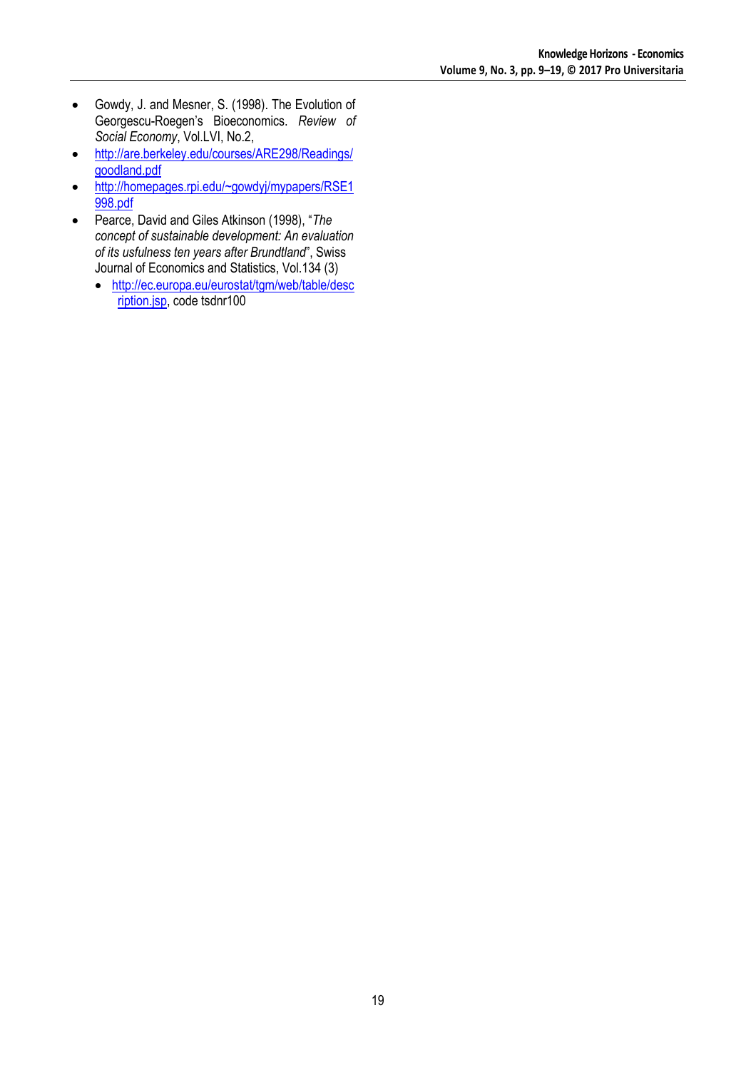- Gowdy, J. and Mesner, S. (1998). The Evolution of Georgescu-Roegen's Bioeconomics. *Review of Social Economy*, Vol.LVI, No.2,
- http://are.berkeley.edu/courses/ARE298/Readings/goodland.pdf
- http://homepages.rpi.edu/~gowdyj/mypapers/RSE1998.pdf
- Pearce, David and Giles Atkinson (1998), "*The concept of sustainable development: An evaluation of its usfulness ten years after Brundtland*", Swiss Journal of Economics and Statistics, Vol.134 (3)
  - http://ec.europa.eu/eurostat/tgm/web/table/description.jsp, code tsdnr100